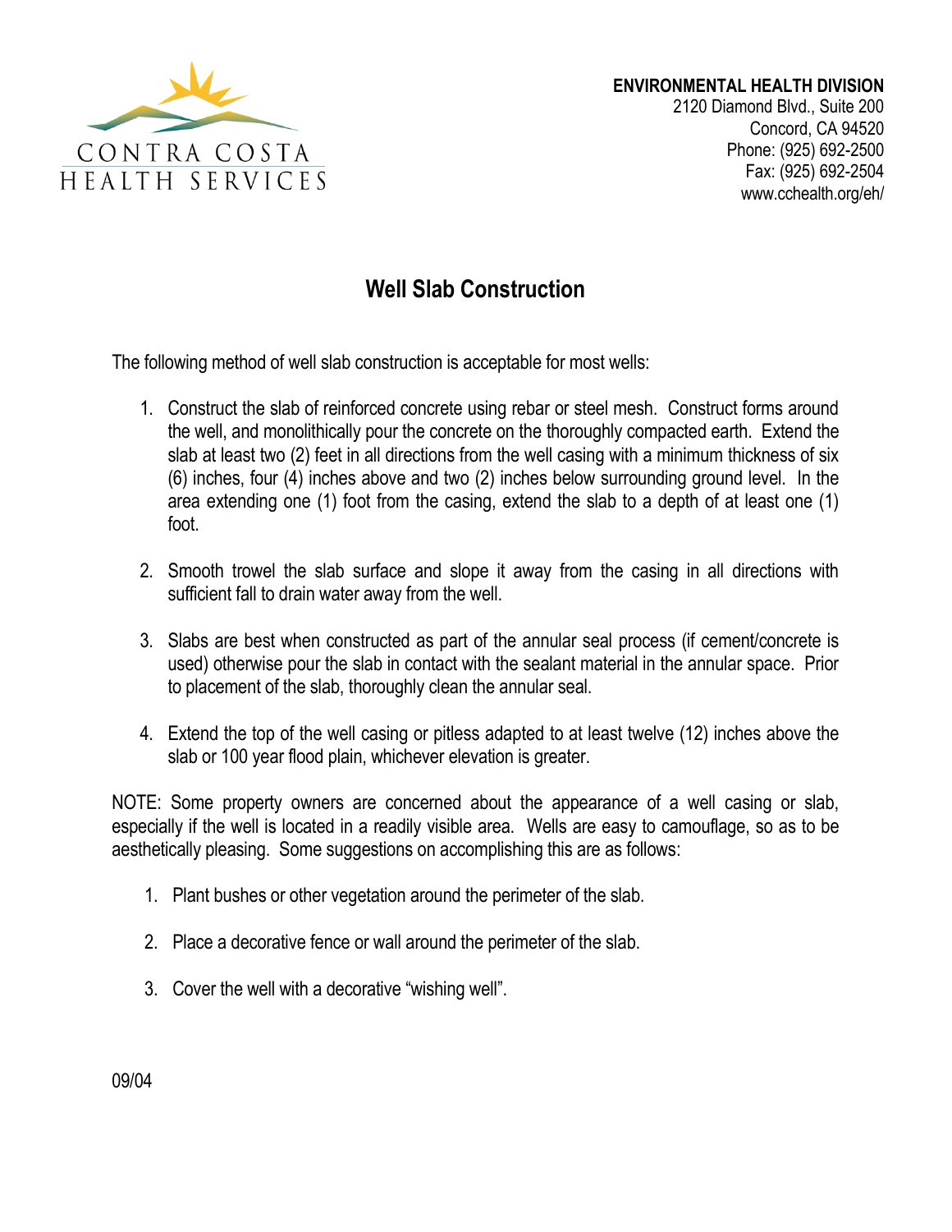CONTRA COSTA
HEALTH SERVICES

**ENVIRONMENTAL HEALTH DIVISION**
2120 Diamond Blvd., Suite 200
Concord, CA 94520
Phone: (925) 692-2500
Fax: (925) 692-2504
www.cchealth.org/eh/

# Well Slab Construction

The following method of well slab construction is acceptable for most wells:

1. Construct the slab of reinforced concrete using rebar or steel mesh. Construct forms around the well, and monolithically pour the concrete on the thoroughly compacted earth. Extend the slab at least two (2) feet in all directions from the well casing with a minimum thickness of six (6) inches, four (4) inches above and two (2) inches below surrounding ground level. In the area extending one (1) foot from the casing, extend the slab to a depth of at least one (1) foot.

2. Smooth trowel the slab surface and slope it away from the casing in all directions with sufficient fall to drain water away from the well.

3. Slabs are best when constructed as part of the annular seal process (if cement/concrete is used) otherwise pour the slab in contact with the sealant material in the annular space. Prior to placement of the slab, thoroughly clean the annular seal.

4. Extend the top of the well casing or pitless adapted to at least twelve (12) inches above the slab or 100 year flood plain, whichever elevation is greater.

NOTE: Some property owners are concerned about the appearance of a well casing or slab, especially if the well is located in a readily visible area. Wells are easy to camouflage, so as to be aesthetically pleasing. Some suggestions on accomplishing this are as follows:

1. Plant bushes or other vegetation around the perimeter of the slab.

2. Place a decorative fence or wall around the perimeter of the slab.

3. Cover the well with a decorative “wishing well”.

09/04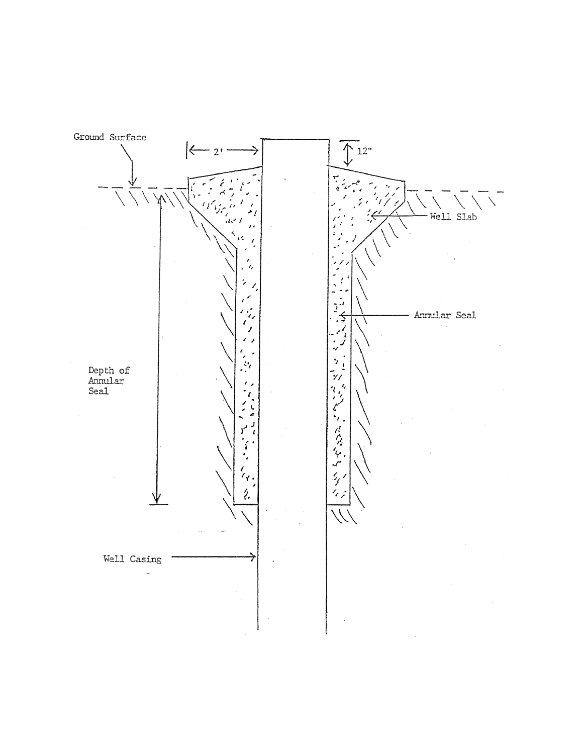Ground Surface

2'

12"

Well Slab

Annular Seal

Depth of Annular Seal

Well Casing